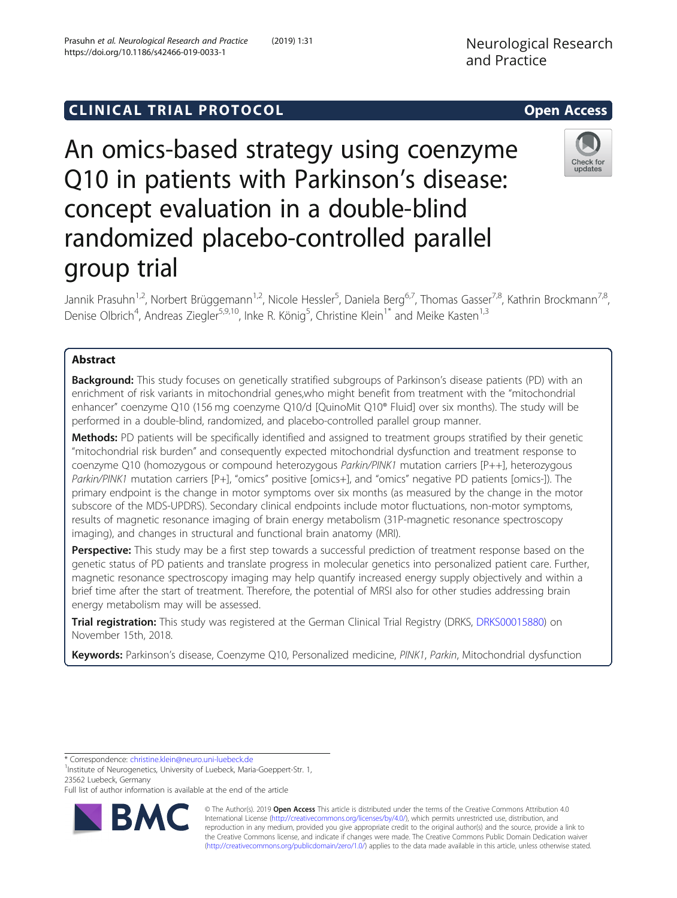CLINICAL TRIAL PROTOCOL

Open Access

# An omics-based strategy using coenzyme Q10 in patients with Parkinson's disease: concept evaluation in a double-blind randomized placebo-controlled parallel group trial

Jannik Prasuhn[1,2], Norbert Brüggemann[1,2], Nicole Hessler[5], Daniela Berg[6,7], Thomas Gasser[7,8], Kathrin Brockmann[7,8], Denise Olbrich[4], Andreas Ziegler[5,9,10], Inke R. König[5], Christine Klein[1*] and Meike Kasten[1,3]

## Abstract

**Background:** This study focuses on genetically stratified subgroups of Parkinson's disease patients (PD) with an enrichment of risk variants in mitochondrial genes,who might benefit from treatment with the "mitochondrial enhancer" coenzyme Q10 (156 mg coenzyme Q10/d [QuinoMit Q10® Fluid] over six months). The study will be performed in a double-blind, randomized, and placebo-controlled parallel group manner.

**Methods:** PD patients will be specifically identified and assigned to treatment groups stratified by their genetic "mitochondrial risk burden" and consequently expected mitochondrial dysfunction and treatment response to coenzyme Q10 (homozygous or compound heterozygous *Parkin/PINK1* mutation carriers [P++], heterozygous *Parkin/PINK1* mutation carriers [P+], "omics" positive [omics+], and "omics" negative PD patients [omics-]). The primary endpoint is the change in motor symptoms over six months (as measured by the change in the motor subscore of the MDS-UPDRS). Secondary clinical endpoints include motor fluctuations, non-motor symptoms, results of magnetic resonance imaging of brain energy metabolism (31P-magnetic resonance spectroscopy imaging), and changes in structural and functional brain anatomy (MRI).

**Perspective:** This study may be a first step towards a successful prediction of treatment response based on the genetic status of PD patients and translate progress in molecular genetics into personalized patient care. Further, magnetic resonance spectroscopy imaging may help quantify increased energy supply objectively and within a brief time after the start of treatment. Therefore, the potential of MRSI also for other studies addressing brain energy metabolism may will be assessed.

**Trial registration:** This study was registered at the German Clinical Trial Registry (DRKS, DRKS00015880) on November 15th, 2018.

**Keywords:** Parkinson's disease, Coenzyme Q10, Personalized medicine, *PINK1*, *Parkin*, Mitochondrial dysfunction

\* Correspondence: christine.klein@neuro.uni-luebeck.de

[1]Institute of Neurogenetics, University of Luebeck, Maria-Goeppert-Str. 1, 23562 Luebeck, Germany

Full list of author information is available at the end of the article

© The Author(s). 2019 **Open Access** This article is distributed under the terms of the Creative Commons Attribution 4.0 International License (http://creativecommons.org/licenses/by/4.0/), which permits unrestricted use, distribution, and reproduction in any medium, provided you give appropriate credit to the original author(s) and the source, provide a link to the Creative Commons license, and indicate if changes were made. The Creative Commons Public Domain Dedication waiver (http://creativecommons.org/publicdomain/zero/1.0/) applies to the data made available in this article, unless otherwise stated.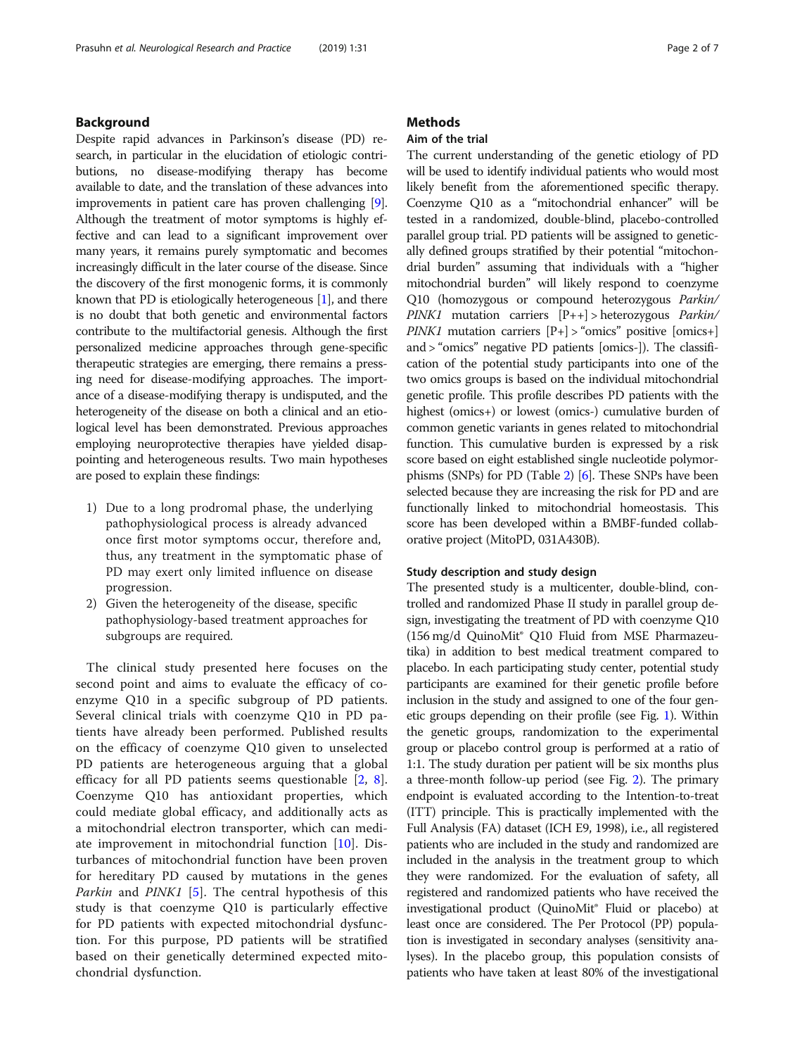## Background

Despite rapid advances in Parkinson's disease (PD) research, in particular in the elucidation of etiologic contributions, no disease-modifying therapy has become available to date, and the translation of these advances into improvements in patient care has proven challenging [9]. Although the treatment of motor symptoms is highly effective and can lead to a significant improvement over many years, it remains purely symptomatic and becomes increasingly difficult in the later course of the disease. Since the discovery of the first monogenic forms, it is commonly known that PD is etiologically heterogeneous [1], and there is no doubt that both genetic and environmental factors contribute to the multifactorial genesis. Although the first personalized medicine approaches through gene-specific therapeutic strategies are emerging, there remains a pressing need for disease-modifying approaches. The importance of a disease-modifying therapy is undisputed, and the heterogeneity of the disease on both a clinical and an etiological level has been demonstrated. Previous approaches employing neuroprotective therapies have yielded disappointing and heterogeneous results. Two main hypotheses are posed to explain these findings:

1) Due to a long prodromal phase, the underlying pathophysiological process is already advanced once first motor symptoms occur, therefore and, thus, any treatment in the symptomatic phase of PD may exert only limited influence on disease progression.
2) Given the heterogeneity of the disease, specific pathophysiology-based treatment approaches for subgroups are required.

The clinical study presented here focuses on the second point and aims to evaluate the efficacy of coenzyme Q10 in a specific subgroup of PD patients. Several clinical trials with coenzyme Q10 in PD patients have already been performed. Published results on the efficacy of coenzyme Q10 given to unselected PD patients are heterogeneous arguing that a global efficacy for all PD patients seems questionable [2, 8]. Coenzyme Q10 has antioxidant properties, which could mediate global efficacy, and additionally acts as a mitochondrial electron transporter, which can mediate improvement in mitochondrial function [10]. Disturbances of mitochondrial function have been proven for hereditary PD caused by mutations in the genes *Parkin* and *PINK1* [5]. The central hypothesis of this study is that coenzyme Q10 is particularly effective for PD patients with expected mitochondrial dysfunction. For this purpose, PD patients will be stratified based on their genetically determined expected mitochondrial dysfunction.

## Methods

### Aim of the trial

The current understanding of the genetic etiology of PD will be used to identify individual patients who would most likely benefit from the aforementioned specific therapy. Coenzyme Q10 as a "mitochondrial enhancer" will be tested in a randomized, double-blind, placebo-controlled parallel group trial. PD patients will be assigned to genetically defined groups stratified by their potential "mitochondrial burden" assuming that individuals with a "higher mitochondrial burden" will likely respond to coenzyme Q10 (homozygous or compound heterozygous *Parkin/PINK1* mutation carriers [P++] > heterozygous *Parkin/PINK1* mutation carriers [P+] > "omics" positive [omics+] and > "omics" negative PD patients [omics-]). The classification of the potential study participants into one of the two omics groups is based on the individual mitochondrial genetic profile. This profile describes PD patients with the highest (omics+) or lowest (omics-) cumulative burden of common genetic variants in genes related to mitochondrial function. This cumulative burden is expressed by a risk score based on eight established single nucleotide polymorphisms (SNPs) for PD (Table 2) [6]. These SNPs have been selected because they are increasing the risk for PD and are functionally linked to mitochondrial homeostasis. This score has been developed within a BMBF-funded collaborative project (MitoPD, 031A430B).

### Study description and study design

The presented study is a multicenter, double-blind, controlled and randomized Phase II study in parallel group design, investigating the treatment of PD with coenzyme Q10 (156 mg/d QuinoMit® Q10 Fluid from MSE Pharmazeutika) in addition to best medical treatment compared to placebo. In each participating study center, potential study participants are examined for their genetic profile before inclusion in the study and assigned to one of the four genetic groups depending on their profile (see Fig. 1). Within the genetic groups, randomization to the experimental group or placebo control group is performed at a ratio of 1:1. The study duration per patient will be six months plus a three-month follow-up period (see Fig. 2). The primary endpoint is evaluated according to the Intention-to-treat (ITT) principle. This is practically implemented with the Full Analysis (FA) dataset (ICH E9, 1998), i.e., all registered patients who are included in the study and randomized are included in the analysis in the treatment group to which they were randomized. For the evaluation of safety, all registered and randomized patients who have received the investigational product (QuinoMit® Fluid or placebo) at least once are considered. The Per Protocol (PP) population is investigated in secondary analyses (sensitivity analyses). In the placebo group, this population consists of patients who have taken at least 80% of the investigational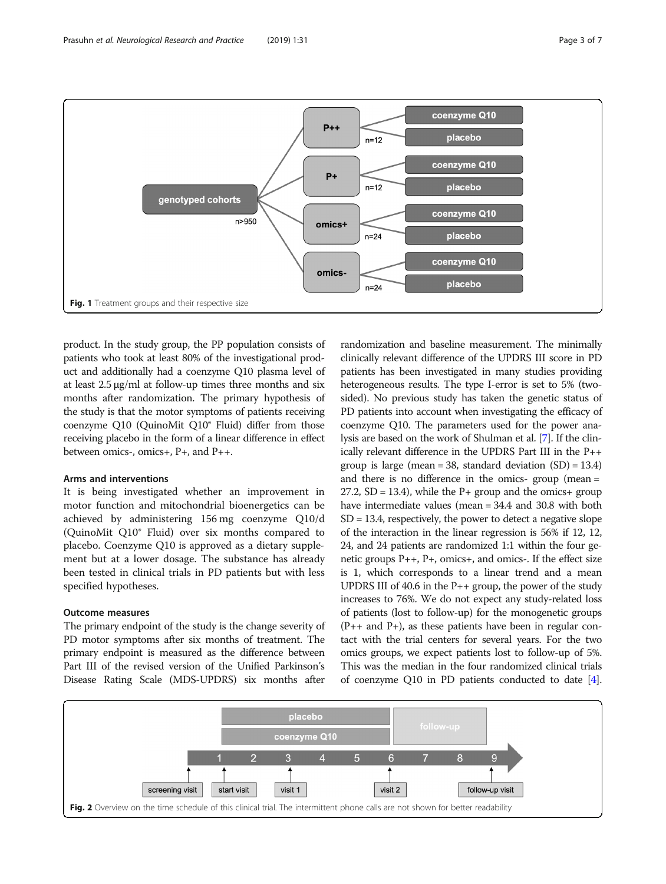Fig. 1 Treatment groups and their respective size

product. In the study group, the PP population consists of patients who took at least 80% of the investigational product and additionally had a coenzyme Q10 plasma level of at least 2.5 μg/ml at follow-up times three months and six months after randomization. The primary hypothesis of the study is that the motor symptoms of patients receiving coenzyme Q10 (QuinoMit Q10® Fluid) differ from those receiving placebo in the form of a linear difference in effect between omics-, omics+, P+, and P++.

### Arms and interventions

It is being investigated whether an improvement in motor function and mitochondrial bioenergetics can be achieved by administering 156 mg coenzyme Q10/d (QuinoMit Q10® Fluid) over six months compared to placebo. Coenzyme Q10 is approved as a dietary supplement but at a lower dosage. The substance has already been tested in clinical trials in PD patients but with less specified hypotheses.

### Outcome measures

The primary endpoint of the study is the change severity of PD motor symptoms after six months of treatment. The primary endpoint is measured as the difference between Part III of the revised version of the Unified Parkinson's Disease Rating Scale (MDS-UPDRS) six months after randomization and baseline measurement. The minimally clinically relevant difference of the UPDRS III score in PD patients has been investigated in many studies providing heterogeneous results. The type I-error is set to 5% (two-sided). No previous study has taken the genetic status of PD patients into account when investigating the efficacy of coenzyme Q10. The parameters used for the power analysis are based on the work of Shulman et al. [7]. If the clinically relevant difference in the UPDRS Part III in the P++ group is large (mean = 38, standard deviation (SD) = 13.4) and there is no difference in the omics- group (mean = 27.2, SD = 13.4), while the P+ group and the omics+ group have intermediate values (mean = 34.4 and 30.8 with both SD = 13.4, respectively, the power to detect a negative slope of the interaction in the linear regression is 56% if 12, 12, 24, and 24 patients are randomized 1:1 within the four genetic groups P++, P+, omics+, and omics-. If the effect size is 1, which corresponds to a linear trend and a mean UPDRS III of 40.6 in the P++ group, the power of the study increases to 76%. We do not expect any study-related loss of patients (lost to follow-up) for the monogenetic groups (P++ and P+), as these patients have been in regular contact with the trial centers for several years. For the two omics groups, we expect patients lost to follow-up of 5%. This was the median in the four randomized clinical trials of coenzyme Q10 in PD patients conducted to date [4].

Fig. 2 Overview on the time schedule of this clinical trial. The intermittent phone calls are not shown for better readability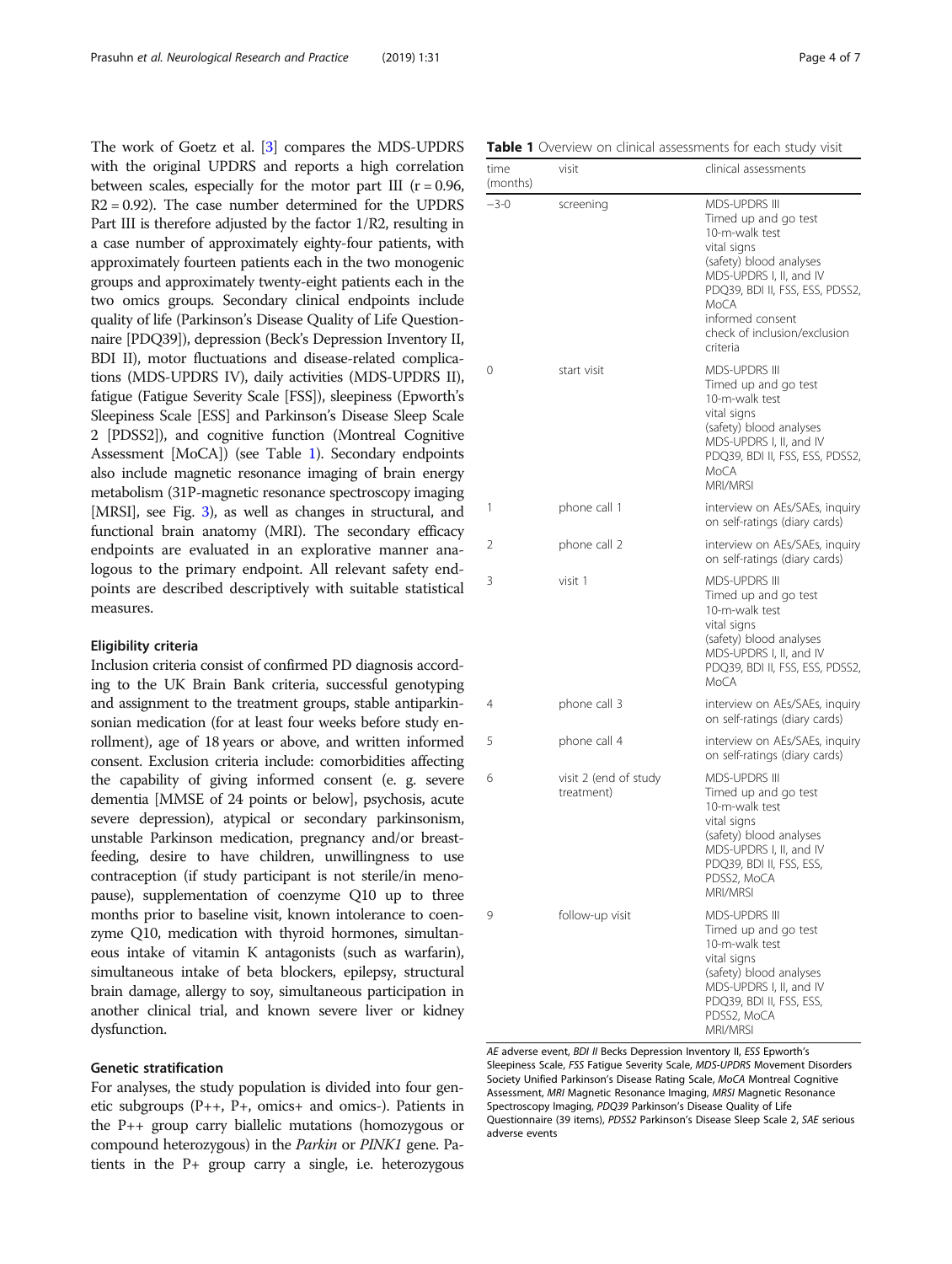The work of Goetz et al. [3] compares the MDS-UPDRS with the original UPDRS and reports a high correlation between scales, especially for the motor part III ($r = 0.96$, $R2 = 0.92$). The case number determined for the UPDRS Part III is therefore adjusted by the factor 1/R2, resulting in a case number of approximately eighty-four patients, with approximately fourteen patients each in the two monogenic groups and approximately twenty-eight patients each in the two omics groups. Secondary clinical endpoints include quality of life (Parkinson's Disease Quality of Life Questionnaire [PDQ39]), depression (Beck's Depression Inventory II, BDI II), motor fluctuations and disease-related complications (MDS-UPDRS IV), daily activities (MDS-UPDRS II), fatigue (Fatigue Severity Scale [FSS]), sleepiness (Epworth's Sleepiness Scale [ESS] and Parkinson's Disease Sleep Scale 2 [PDSS2]), and cognitive function (Montreal Cognitive Assessment [MoCA]) (see Table 1). Secondary endpoints also include magnetic resonance imaging of brain energy metabolism (31P-magnetic resonance spectroscopy imaging [MRSI], see Fig. 3), as well as changes in structural, and functional brain anatomy (MRI). The secondary efficacy endpoints are evaluated in an explorative manner analogous to the primary endpoint. All relevant safety endpoints are described descriptively with suitable statistical measures.

### Eligibility criteria

Inclusion criteria consist of confirmed PD diagnosis according to the UK Brain Bank criteria, successful genotyping and assignment to the treatment groups, stable antiparkinsonian medication (for at least four weeks before study enrollment), age of 18 years or above, and written informed consent. Exclusion criteria include: comorbidities affecting the capability of giving informed consent (e. g. severe dementia [MMSE of 24 points or below], psychosis, acute severe depression), atypical or secondary parkinsonism, unstable Parkinson medication, pregnancy and/or breastfeeding, desire to have children, unwillingness to use contraception (if study participant is not sterile/in menopause), supplementation of coenzyme Q10 up to three months prior to baseline visit, known intolerance to coenzyme Q10, medication with thyroid hormones, simultaneous intake of vitamin K antagonists (such as warfarin), simultaneous intake of beta blockers, epilepsy, structural brain damage, allergy to soy, simultaneous participation in another clinical trial, and known severe liver or kidney dysfunction.

### Genetic stratification

For analyses, the study population is divided into four genetic subgroups (P++, P+, omics+ and omics-). Patients in the P++ group carry biallelic mutations (homozygous or compound heterozygous) in the *Parkin* or *PINK1* gene. Patients in the P+ group carry a single, i.e. heterozygous

**Table 1** Overview on clinical assessments for each study visit

| time (months) | visit | clinical assessments |
|---|---|---|
| −3-0 | screening | MDS-UPDRS III<br>Timed up and go test<br>10-m-walk test<br>vital signs<br>(safety) blood analyses<br>MDS-UPDRS I, II, and IV<br>PDQ39, BDI II, FSS, ESS, PDSS2, MoCA<br>informed consent<br>check of inclusion/exclusion criteria |
| 0 | start visit | MDS-UPDRS III<br>Timed up and go test<br>10-m-walk test<br>vital signs<br>(safety) blood analyses<br>MDS-UPDRS I, II, and IV<br>PDQ39, BDI II, FSS, ESS, PDSS2, MoCA<br>MRI/MRSI |
| 1 | phone call 1 | interview on AEs/SAEs, inquiry on self-ratings (diary cards) |
| 2 | phone call 2 | interview on AEs/SAEs, inquiry on self-ratings (diary cards) |
| 3 | visit 1 | MDS-UPDRS III<br>Timed up and go test<br>10-m-walk test<br>vital signs<br>(safety) blood analyses<br>MDS-UPDRS I, II, and IV<br>PDQ39, BDI II, FSS, ESS, PDSS2, MoCA |
| 4 | phone call 3 | interview on AEs/SAEs, inquiry on self-ratings (diary cards) |
| 5 | phone call 4 | interview on AEs/SAEs, inquiry on self-ratings (diary cards) |
| 6 | visit 2 (end of study treatment) | MDS-UPDRS III<br>Timed up and go test<br>10-m-walk test<br>vital signs<br>(safety) blood analyses<br>MDS-UPDRS I, II, and IV<br>PDQ39, BDI II, FSS, ESS, PDSS2, MoCA<br>MRI/MRSI |
| 9 | follow-up visit | MDS-UPDRS III<br>Timed up and go test<br>10-m-walk test<br>vital signs<br>(safety) blood analyses<br>MDS-UPDRS I, II, and IV<br>PDQ39, BDI II, FSS, ESS, PDSS2, MoCA<br>MRI/MRSI |

*AE* adverse event, *BDI II* Becks Depression Inventory II, *ESS* Epworth's Sleepiness Scale, *FSS* Fatigue Severity Scale, *MDS-UPDRS* Movement Disorders Society Unified Parkinson's Disease Rating Scale, *MoCA* Montreal Cognitive Assessment, *MRI* Magnetic Resonance Imaging, *MRSI* Magnetic Resonance Spectroscopy Imaging, *PDQ39* Parkinson's Disease Quality of Life Questionnaire (39 items), *PDSS2* Parkinson's Disease Sleep Scale 2, *SAE* serious adverse events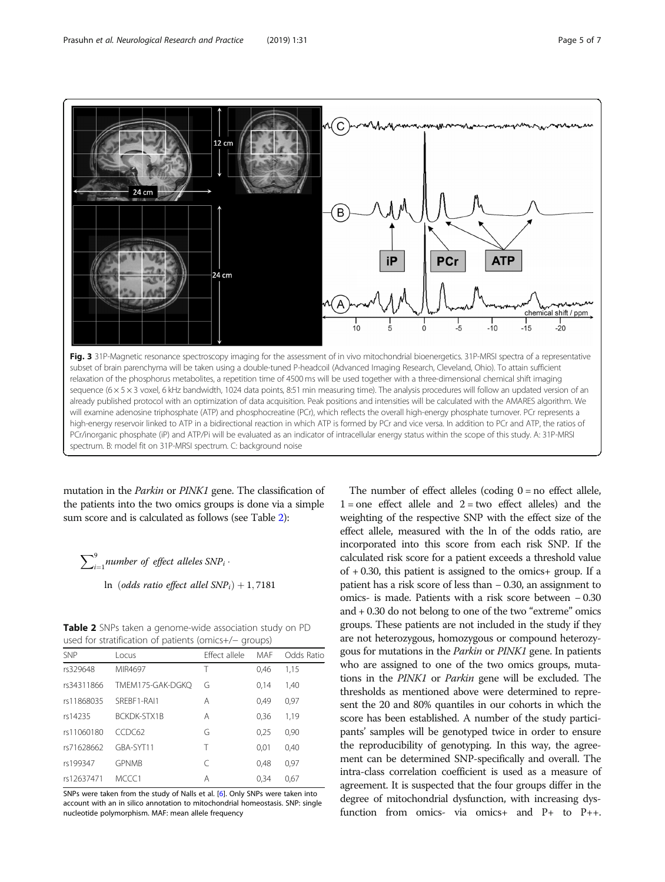Fig. 3 31P-Magnetic resonance spectroscopy imaging for the assessment of in vivo mitochondrial bioenergetics. 31P-MRSI spectra of a representative subset of brain parenchyma will be taken using a double-tuned P-headcoil (Advanced Imaging Research, Cleveland, Ohio). To attain sufficient relaxation of the phosphorus metabolites, a repetition time of 4500 ms will be used together with a three-dimensional chemical shift imaging sequence (6 × 5 × 3 voxel, 6 kHz bandwidth, 1024 data points, 8:51 min measuring time). The analysis procedures will follow an updated version of an already published protocol with an optimization of data acquisition. Peak positions and intensities will be calculated with the AMARES algorithm. We will examine adenosine triphosphate (ATP) and phosphocreatine (PCr), which reflects the overall high-energy phosphate turnover. PCr represents a high-energy reservoir linked to ATP in a bidirectional reaction in which ATP is formed by PCr and vice versa. In addition to PCr and ATP, the ratios of PCr/inorganic phosphate (iP) and ATP/Pi will be evaluated as an indicator of intracellular energy status within the scope of this study. A: 31P-MRSI spectrum. B: model fit on 31P-MRSI spectrum. C: background noise

mutation in the *Parkin* or *PINK1* gene. The classification of the patients into the two omics groups is done via a simple sum score and is calculated as follows (see Table 2):

$$\sum_{i=1}^{9} \textit{number of effect alleles SNP}_i \cdot \ln\ (\textit{odds ratio effect allel SNP}_i) + 1,7181$$

**Table 2** SNPs taken a genome-wide association study on PD used for stratification of patients (omics+/− groups)

| SNP | Locus | Effect allele | MAF | Odds Ratio |
|---|---|---|---|---|
| rs329648 | MIR4697 | T | 0,46 | 1,15 |
| rs34311866 | TMEM175-GAK-DGKQ | G | 0,14 | 1,40 |
| rs11868035 | SREBF1-RAI1 | A | 0,49 | 0,97 |
| rs14235 | BCKDK-STX1B | A | 0,36 | 1,19 |
| rs11060180 | CCDC62 | G | 0,25 | 0,90 |
| rs71628662 | GBA-SYT11 | T | 0,01 | 0,40 |
| rs199347 | GPNMB | C | 0,48 | 0,97 |
| rs12637471 | MCCC1 | A | 0,34 | 0,67 |

SNPs were taken from the study of Nalls et al. [6]. Only SNPs were taken into account with an in silico annotation to mitochondrial homeostasis. SNP: single nucleotide polymorphism. MAF: mean allele frequency

The number of effect alleles (coding 0 = no effect allele, 1 = one effect allele and 2 = two effect alleles) and the weighting of the respective SNP with the effect size of the effect allele, measured with the ln of the odds ratio, are incorporated into this score from each risk SNP. If the calculated risk score for a patient exceeds a threshold value of + 0.30, this patient is assigned to the omics+ group. If a patient has a risk score of less than − 0.30, an assignment to omics- is made. Patients with a risk score between − 0.30 and + 0.30 do not belong to one of the two "extreme" omics groups. These patients are not included in the study if they are not heterozygous, homozygous or compound heterozygous for mutations in the *Parkin* or *PINK1* gene. In patients who are assigned to one of the two omics groups, mutations in the *PINK1* or *Parkin* gene will be excluded. The thresholds as mentioned above were determined to represent the 20 and 80% quantiles in our cohorts in which the score has been established. A number of the study participants' samples will be genotyped twice in order to ensure the reproducibility of genotyping. In this way, the agreement can be determined SNP-specifically and overall. The intra-class correlation coefficient is used as a measure of agreement. It is suspected that the four groups differ in the degree of mitochondrial dysfunction, with increasing dysfunction from omics- via omics+ and P+ to P++.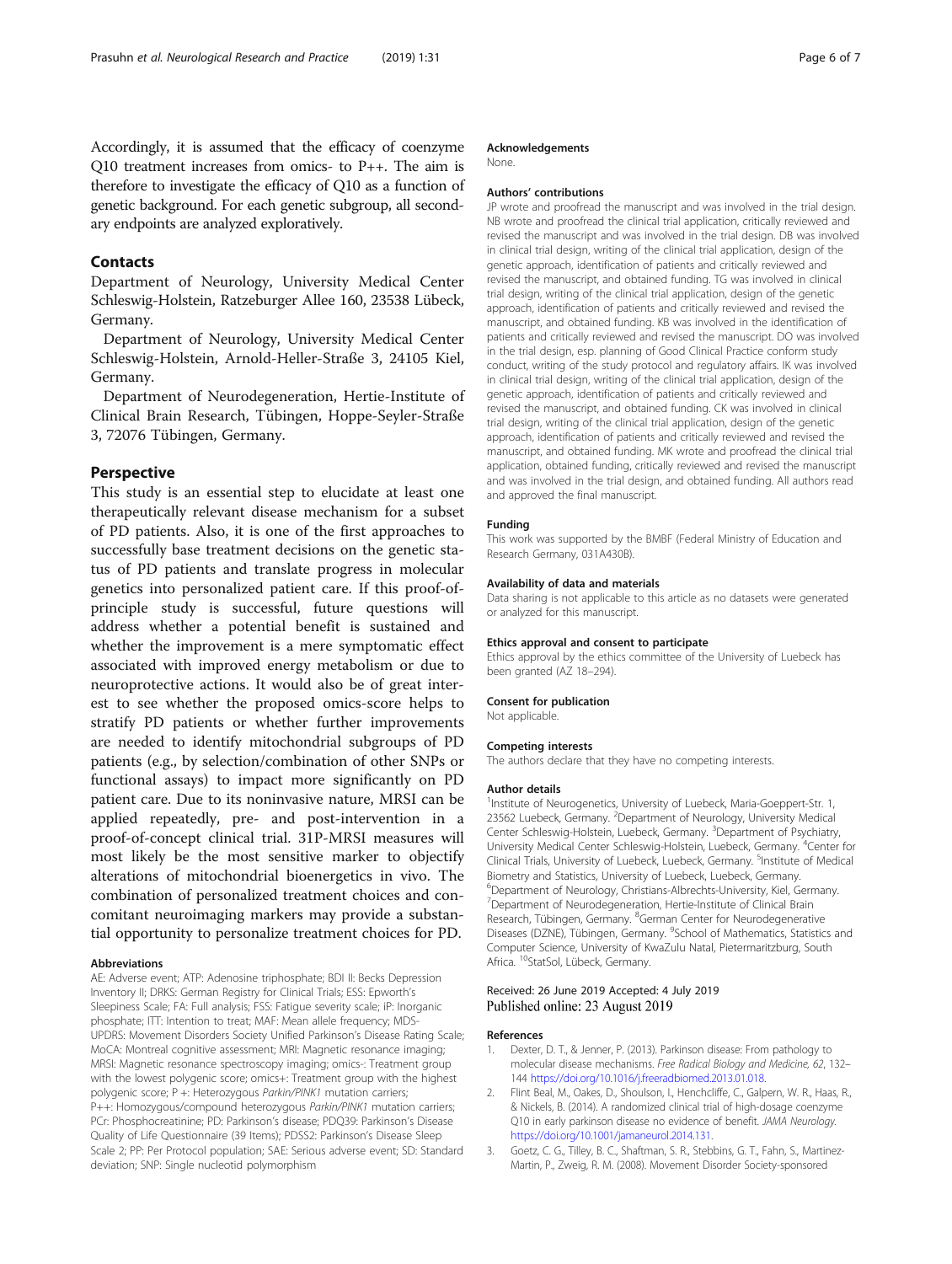Accordingly, it is assumed that the efficacy of coenzyme Q10 treatment increases from omics- to P++. The aim is therefore to investigate the efficacy of Q10 as a function of genetic background. For each genetic subgroup, all secondary endpoints are analyzed exploratively.

## Contacts

Department of Neurology, University Medical Center Schleswig-Holstein, Ratzeburger Allee 160, 23538 Lübeck, Germany.

Department of Neurology, University Medical Center Schleswig-Holstein, Arnold-Heller-Straße 3, 24105 Kiel, Germany.

Department of Neurodegeneration, Hertie-Institute of Clinical Brain Research, Tübingen, Hoppe-Seyler-Straße 3, 72076 Tübingen, Germany.

## Perspective

This study is an essential step to elucidate at least one therapeutically relevant disease mechanism for a subset of PD patients. Also, it is one of the first approaches to successfully base treatment decisions on the genetic status of PD patients and translate progress in molecular genetics into personalized patient care. If this proof-of-principle study is successful, future questions will address whether a potential benefit is sustained and whether the improvement is a mere symptomatic effect associated with improved energy metabolism or due to neuroprotective actions. It would also be of great interest to see whether the proposed omics-score helps to stratify PD patients or whether further improvements are needed to identify mitochondrial subgroups of PD patients (e.g., by selection/combination of other SNPs or functional assays) to impact more significantly on PD patient care. Due to its noninvasive nature, MRSI can be applied repeatedly, pre- and post-intervention in a proof-of-concept clinical trial. 31P-MRSI measures will most likely be the most sensitive marker to objectify alterations of mitochondrial bioenergetics in vivo. The combination of personalized treatment choices and concomitant neuroimaging markers may provide a substantial opportunity to personalize treatment choices for PD.

### Abbreviations

AE: Adverse event; ATP: Adenosine triphosphate; BDI II: Becks Depression Inventory II; DRKS: German Registry for Clinical Trials; ESS: Epworth's Sleepiness Scale; FA: Full analysis; FSS: Fatigue severity scale; iP: Inorganic phosphate; ITT: Intention to treat; MAF: Mean allele frequency; MDS-UPDRS: Movement Disorders Society Unified Parkinson's Disease Rating Scale; MoCA: Montreal cognitive assessment; MRI: Magnetic resonance imaging; MRSI: Magnetic resonance spectroscopy imaging; omics-: Treatment group with the lowest polygenic score; omics+: Treatment group with the highest polygenic score; P +: Heterozygous *Parkin/PINK1* mutation carriers; P++: Homozygous/compound heterozygous *Parkin/PINK1* mutation carriers; PCr: Phosphocreatinine; PD: Parkinson's disease; PDQ39: Parkinson's Disease Quality of Life Questionnaire (39 Items); PDSS2: Parkinson's Disease Sleep Scale 2; PP: Per Protocol population; SAE: Serious adverse event; SD: Standard deviation; SNP: Single nucleotid polymorphism

### Acknowledgements

None.

### Authors' contributions

JP wrote and proofread the manuscript and was involved in the trial design. NB wrote and proofread the clinical trial application, critically reviewed and revised the manuscript and was involved in the trial design. DB was involved in clinical trial design, writing of the clinical trial application, design of the genetic approach, identification of patients and critically reviewed and revised the manuscript, and obtained funding. TG was involved in clinical trial design, writing of the clinical trial application, design of the genetic approach, identification of patients and critically reviewed and revised the manuscript, and obtained funding. KB was involved in the identification of patients and critically reviewed and revised the manuscript. DO was involved in the trial design, esp. planning of Good Clinical Practice conform study conduct, writing of the study protocol and regulatory affairs. IK was involved in clinical trial design, writing of the clinical trial application, design of the genetic approach, identification of patients and critically reviewed and revised the manuscript, and obtained funding. CK was involved in clinical trial design, writing of the clinical trial application, design of the genetic approach, identification of patients and critically reviewed and revised the manuscript, and obtained funding. MK wrote and proofread the clinical trial application, obtained funding, critically reviewed and revised the manuscript and was involved in the trial design, and obtained funding. All authors read and approved the final manuscript.

### Funding

This work was supported by the BMBF (Federal Ministry of Education and Research Germany, 031A430B).

### Availability of data and materials

Data sharing is not applicable to this article as no datasets were generated or analyzed for this manuscript.

### Ethics approval and consent to participate

Ethics approval by the ethics committee of the University of Luebeck has been granted (AZ 18–294).

### Consent for publication

Not applicable.

### Competing interests

The authors declare that they have no competing interests.

### Author details

[1]Institute of Neurogenetics, University of Luebeck, Maria-Goeppert-Str. 1, 23562 Luebeck, Germany. [2]Department of Neurology, University Medical Center Schleswig-Holstein, Luebeck, Germany. [3]Department of Psychiatry, University Medical Center Schleswig-Holstein, Luebeck, Germany. [4]Center for Clinical Trials, University of Luebeck, Luebeck, Germany. [5]Institute of Medical Biometry and Statistics, University of Luebeck, Luebeck, Germany. [6]Department of Neurology, Christians-Albrechts-University, Kiel, Germany. [7]Department of Neurodegeneration, Hertie-Institute of Clinical Brain Research, Tübingen, Germany. [8]German Center for Neurodegenerative Diseases (DZNE), Tübingen, Germany. [9]School of Mathematics, Statistics and Computer Science, University of KwaZulu Natal, Pietermaritzburg, South Africa. [10]StatSol, Lübeck, Germany.

Received: 26 June 2019 Accepted: 4 July 2019
Published online: 23 August 2019

### References

1. Dexter, D. T., & Jenner, P. (2013). Parkinson disease: From pathology to molecular disease mechanisms. *Free Radical Biology and Medicine, 62*, 132–144 https://doi.org/10.1016/j.freeradbiomed.2013.01.018.
2. Flint Beal, M., Oakes, D., Shoulson, I., Henchcliffe, C., Galpern, W. R., Haas, R., & Nickels, B. (2014). A randomized clinical trial of high-dosage coenzyme Q10 in early parkinson disease no evidence of benefit. *JAMA Neurology*. https://doi.org/10.1001/jamaneurol.2014.131.
3. Goetz, C. G., Tilley, B. C., Shaftman, S. R., Stebbins, G. T., Fahn, S., Martinez-Martin, P., Zweig, R. M. (2008). Movement Disorder Society-sponsored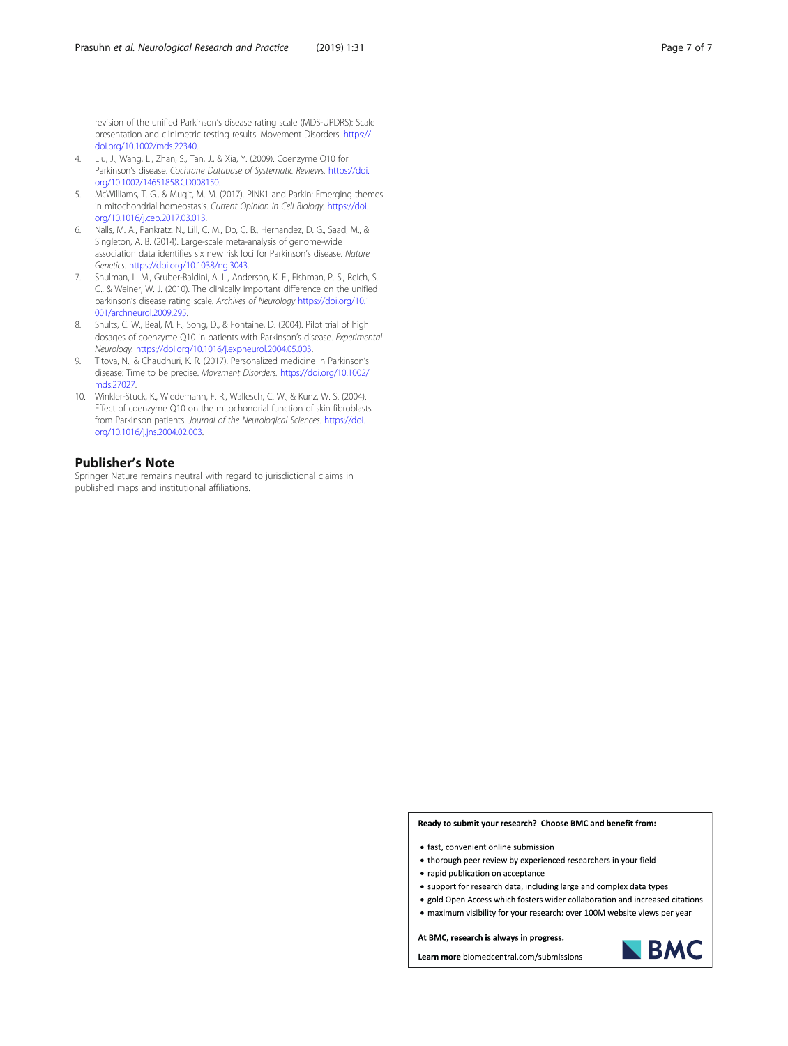revision of the unified Parkinson's disease rating scale (MDS-UPDRS): Scale presentation and clinimetric testing results. Movement Disorders. https://doi.org/10.1002/mds.22340.

4. Liu, J., Wang, L., Zhan, S., Tan, J., & Xia, Y. (2009). Coenzyme Q10 for Parkinson's disease. *Cochrane Database of Systematic Reviews.* https://doi.org/10.1002/14651858.CD008150.
5. McWilliams, T. G., & Muqit, M. M. (2017). PINK1 and Parkin: Emerging themes in mitochondrial homeostasis. *Current Opinion in Cell Biology.* https://doi.org/10.1016/j.ceb.2017.03.013.
6. Nalls, M. A., Pankratz, N., Lill, C. M., Do, C. B., Hernandez, D. G., Saad, M., & Singleton, A. B. (2014). Large-scale meta-analysis of genome-wide association data identifies six new risk loci for Parkinson's disease. *Nature Genetics.* https://doi.org/10.1038/ng.3043.
7. Shulman, L. M., Gruber-Baldini, A. L., Anderson, K. E., Fishman, P. S., Reich, S. G., & Weiner, W. J. (2010). The clinically important difference on the unified parkinson's disease rating scale. *Archives of Neurology* https://doi.org/10.1001/archneurol.2009.295.
8. Shults, C. W., Beal, M. F., Song, D., & Fontaine, D. (2004). Pilot trial of high dosages of coenzyme Q10 in patients with Parkinson's disease. *Experimental Neurology.* https://doi.org/10.1016/j.expneurol.2004.05.003.
9. Titova, N., & Chaudhuri, K. R. (2017). Personalized medicine in Parkinson's disease: Time to be precise. *Movement Disorders.* https://doi.org/10.1002/mds.27027.
10. Winkler-Stuck, K., Wiedemann, F. R., Wallesch, C. W., & Kunz, W. S. (2004). Effect of coenzyme Q10 on the mitochondrial function of skin fibroblasts from Parkinson patients. *Journal of the Neurological Sciences.* https://doi.org/10.1016/j.jns.2004.02.003.

## Publisher's Note

Springer Nature remains neutral with regard to jurisdictional claims in published maps and institutional affiliations.

**Ready to submit your research? Choose BMC and benefit from:**

- fast, convenient online submission
- thorough peer review by experienced researchers in your field
- rapid publication on acceptance
- support for research data, including large and complex data types
- gold Open Access which fosters wider collaboration and increased citations
- maximum visibility for your research: over 100M website views per year

**At BMC, research is always in progress.**

**Learn more** biomedcentral.com/submissions

BMC